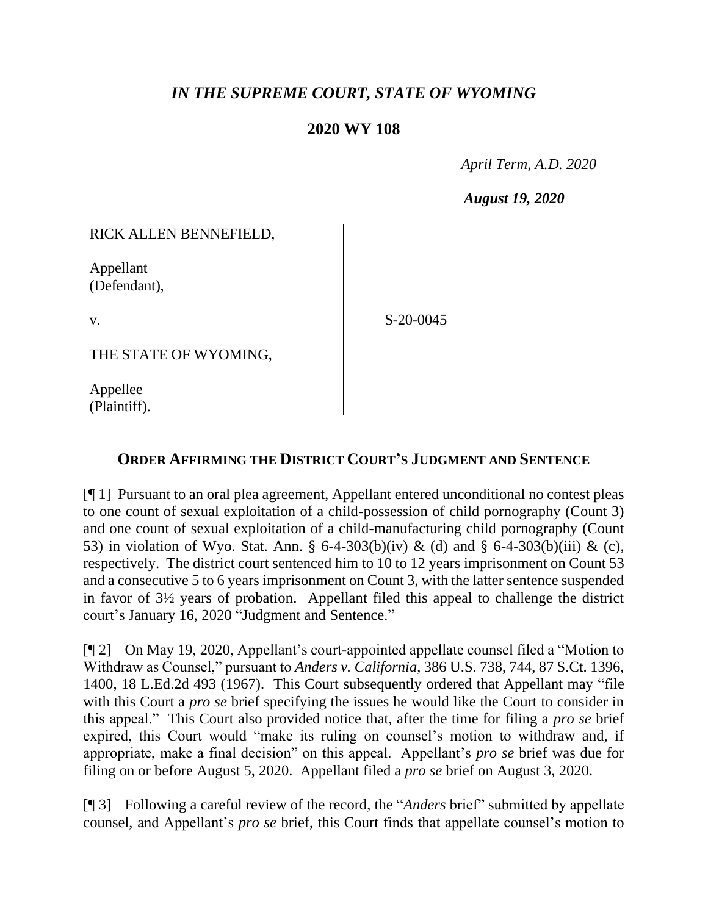# *IN THE SUPREME COURT, STATE OF WYOMING*

## 2020 WY 108

*April Term, A.D. 2020*

*August 19, 2020*

| | |
|---|---|
| RICK ALLEN BENNEFIELD,<br><br>Appellant<br>(Defendant),<br><br>v.<br><br>THE STATE OF WYOMING,<br><br>Appellee<br>(Plaintiff). | S-20-0045 |

### ORDER AFFIRMING THE DISTRICT COURT'S JUDGMENT AND SENTENCE

[¶ 1] Pursuant to an oral plea agreement, Appellant entered unconditional no contest pleas to one count of sexual exploitation of a child-possession of child pornography (Count 3) and one count of sexual exploitation of a child-manufacturing child pornography (Count 53) in violation of Wyo. Stat. Ann. § 6-4-303(b)(iv) & (d) and § 6-4-303(b)(iii) & (c), respectively. The district court sentenced him to 10 to 12 years imprisonment on Count 53 and a consecutive 5 to 6 years imprisonment on Count 3, with the latter sentence suspended in favor of 3½ years of probation. Appellant filed this appeal to challenge the district court's January 16, 2020 "Judgment and Sentence."

[¶ 2] On May 19, 2020, Appellant's court-appointed appellate counsel filed a "Motion to Withdraw as Counsel," pursuant to *Anders v. California*, 386 U.S. 738, 744, 87 S.Ct. 1396, 1400, 18 L.Ed.2d 493 (1967). This Court subsequently ordered that Appellant may "file with this Court a *pro se* brief specifying the issues he would like the Court to consider in this appeal." This Court also provided notice that, after the time for filing a *pro se* brief expired, this Court would "make its ruling on counsel's motion to withdraw and, if appropriate, make a final decision" on this appeal. Appellant's *pro se* brief was due for filing on or before August 5, 2020. Appellant filed a *pro se* brief on August 3, 2020.

[¶ 3] Following a careful review of the record, the "*Anders* brief" submitted by appellate counsel, and Appellant's *pro se* brief, this Court finds that appellate counsel's motion to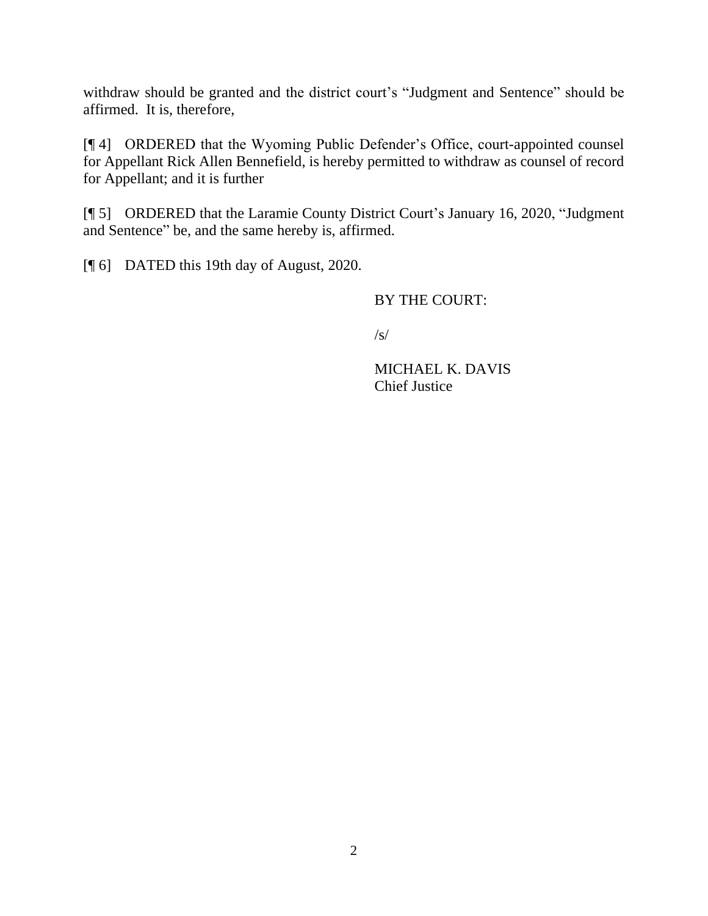withdraw should be granted and the district court's "Judgment and Sentence" should be affirmed. It is, therefore,

[¶ 4] ORDERED that the Wyoming Public Defender's Office, court-appointed counsel for Appellant Rick Allen Bennefield, is hereby permitted to withdraw as counsel of record for Appellant; and it is further

[¶ 5] ORDERED that the Laramie County District Court's January 16, 2020, "Judgment and Sentence" be, and the same hereby is, affirmed.

[¶ 6] DATED this 19th day of August, 2020.

BY THE COURT:

/s/

MICHAEL K. DAVIS
Chief Justice